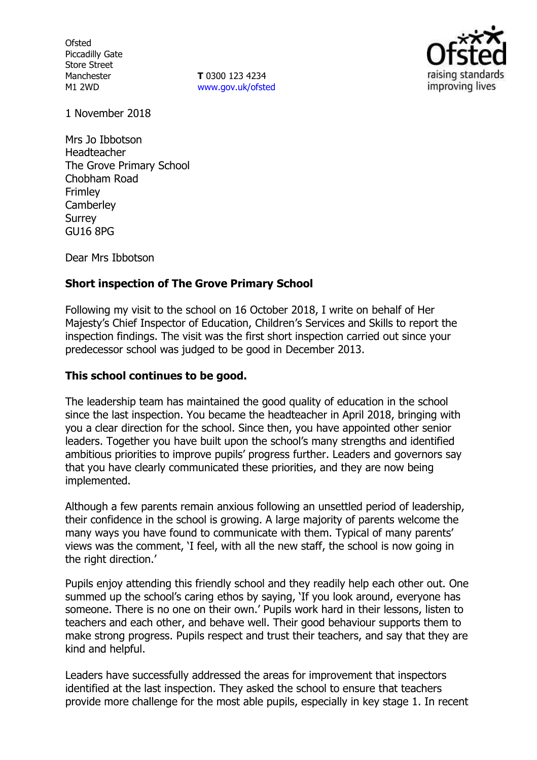Ofsted
Piccadilly Gate
Store Street
Manchester
M1 2WD

**T** 0300 123 4234
www.gov.uk/ofsted

1 November 2018

Mrs Jo Ibbotson
Headteacher
The Grove Primary School
Chobham Road
Frimley
Camberley
Surrey
GU16 8PG

Dear Mrs Ibbotson

**Short inspection of The Grove Primary School**

Following my visit to the school on 16 October 2018, I write on behalf of Her Majesty's Chief Inspector of Education, Children's Services and Skills to report the inspection findings. The visit was the first short inspection carried out since your predecessor school was judged to be good in December 2013.

**This school continues to be good.**

The leadership team has maintained the good quality of education in the school since the last inspection. You became the headteacher in April 2018, bringing with you a clear direction for the school. Since then, you have appointed other senior leaders. Together you have built upon the school's many strengths and identified ambitious priorities to improve pupils' progress further. Leaders and governors say that you have clearly communicated these priorities, and they are now being implemented.

Although a few parents remain anxious following an unsettled period of leadership, their confidence in the school is growing. A large majority of parents welcome the many ways you have found to communicate with them. Typical of many parents' views was the comment, 'I feel, with all the new staff, the school is now going in the right direction.'

Pupils enjoy attending this friendly school and they readily help each other out. One summed up the school's caring ethos by saying, 'If you look around, everyone has someone. There is no one on their own.' Pupils work hard in their lessons, listen to teachers and each other, and behave well. Their good behaviour supports them to make strong progress. Pupils respect and trust their teachers, and say that they are kind and helpful.

Leaders have successfully addressed the areas for improvement that inspectors identified at the last inspection. They asked the school to ensure that teachers provide more challenge for the most able pupils, especially in key stage 1. In recent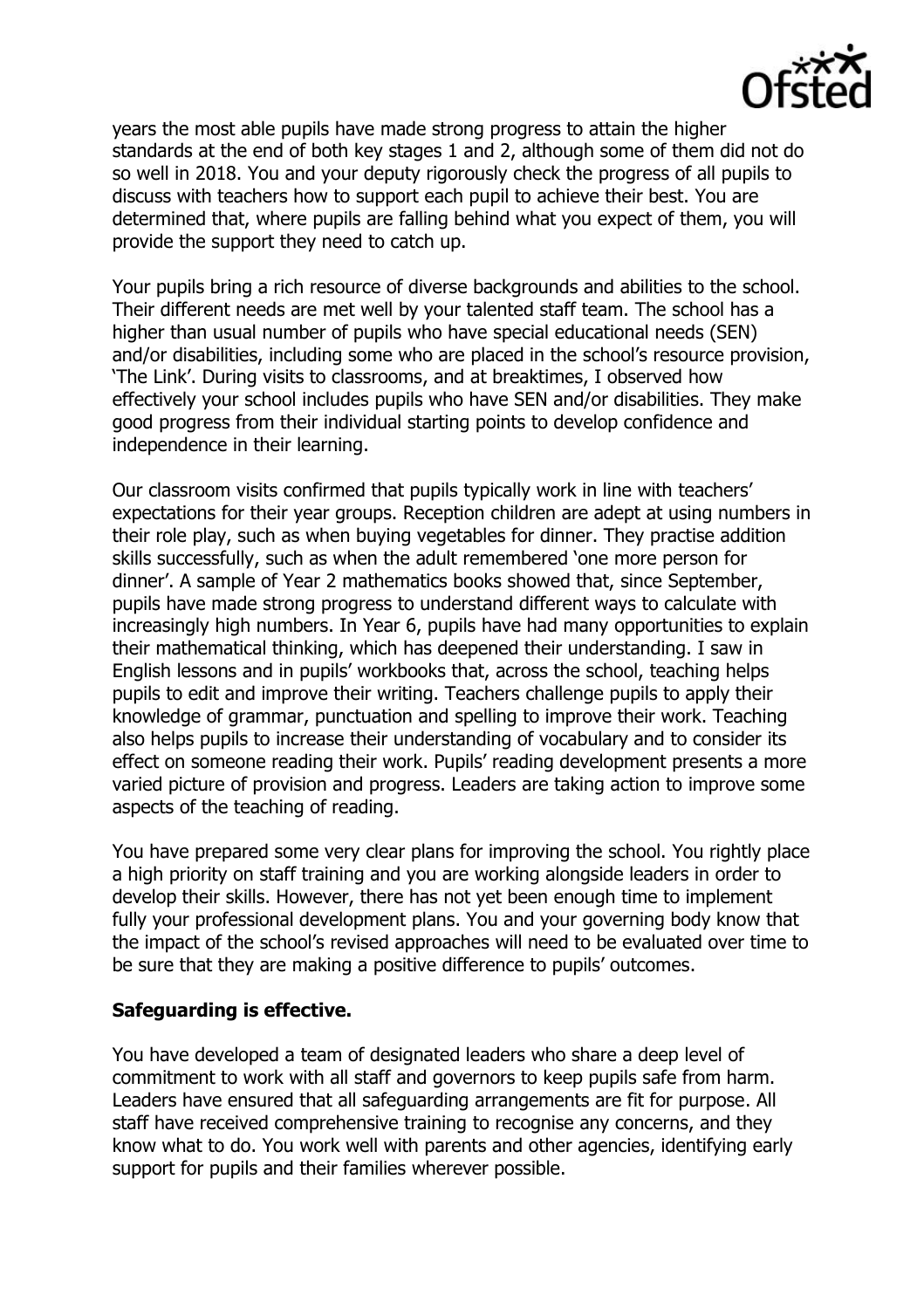years the most able pupils have made strong progress to attain the higher standards at the end of both key stages 1 and 2, although some of them did not do so well in 2018. You and your deputy rigorously check the progress of all pupils to discuss with teachers how to support each pupil to achieve their best. You are determined that, where pupils are falling behind what you expect of them, you will provide the support they need to catch up.

Your pupils bring a rich resource of diverse backgrounds and abilities to the school. Their different needs are met well by your talented staff team. The school has a higher than usual number of pupils who have special educational needs (SEN) and/or disabilities, including some who are placed in the school's resource provision, 'The Link'. During visits to classrooms, and at breaktimes, I observed how effectively your school includes pupils who have SEN and/or disabilities. They make good progress from their individual starting points to develop confidence and independence in their learning.

Our classroom visits confirmed that pupils typically work in line with teachers' expectations for their year groups. Reception children are adept at using numbers in their role play, such as when buying vegetables for dinner. They practise addition skills successfully, such as when the adult remembered 'one more person for dinner'. A sample of Year 2 mathematics books showed that, since September, pupils have made strong progress to understand different ways to calculate with increasingly high numbers. In Year 6, pupils have had many opportunities to explain their mathematical thinking, which has deepened their understanding. I saw in English lessons and in pupils' workbooks that, across the school, teaching helps pupils to edit and improve their writing. Teachers challenge pupils to apply their knowledge of grammar, punctuation and spelling to improve their work. Teaching also helps pupils to increase their understanding of vocabulary and to consider its effect on someone reading their work. Pupils' reading development presents a more varied picture of provision and progress. Leaders are taking action to improve some aspects of the teaching of reading.

You have prepared some very clear plans for improving the school. You rightly place a high priority on staff training and you are working alongside leaders in order to develop their skills. However, there has not yet been enough time to implement fully your professional development plans. You and your governing body know that the impact of the school's revised approaches will need to be evaluated over time to be sure that they are making a positive difference to pupils' outcomes.

**Safeguarding is effective.**

You have developed a team of designated leaders who share a deep level of commitment to work with all staff and governors to keep pupils safe from harm. Leaders have ensured that all safeguarding arrangements are fit for purpose. All staff have received comprehensive training to recognise any concerns, and they know what to do. You work well with parents and other agencies, identifying early support for pupils and their families wherever possible.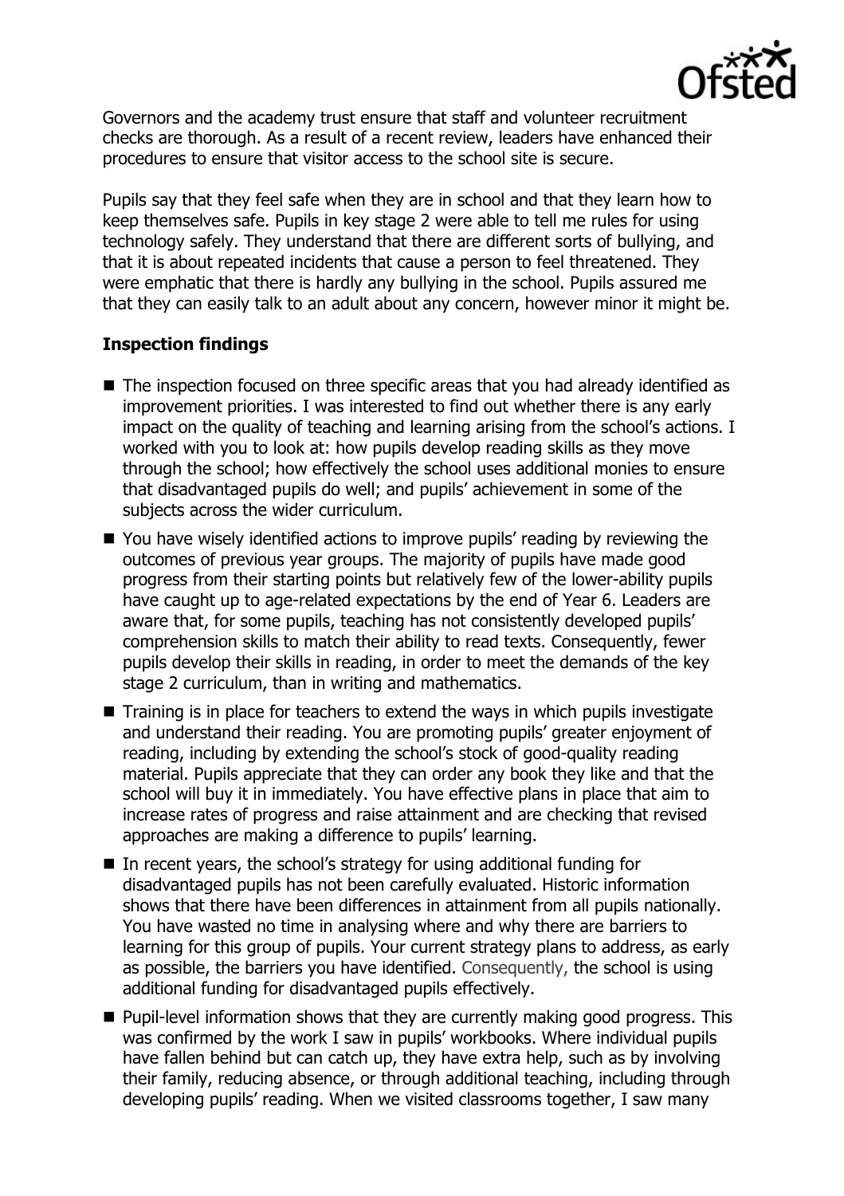Governors and the academy trust ensure that staff and volunteer recruitment checks are thorough. As a result of a recent review, leaders have enhanced their procedures to ensure that visitor access to the school site is secure.

Pupils say that they feel safe when they are in school and that they learn how to keep themselves safe. Pupils in key stage 2 were able to tell me rules for using technology safely. They understand that there are different sorts of bullying, and that it is about repeated incidents that cause a person to feel threatened. They were emphatic that there is hardly any bullying in the school. Pupils assured me that they can easily talk to an adult about any concern, however minor it might be.

## Inspection findings

- The inspection focused on three specific areas that you had already identified as improvement priorities. I was interested to find out whether there is any early impact on the quality of teaching and learning arising from the school's actions. I worked with you to look at: how pupils develop reading skills as they move through the school; how effectively the school uses additional monies to ensure that disadvantaged pupils do well; and pupils' achievement in some of the subjects across the wider curriculum.
- You have wisely identified actions to improve pupils' reading by reviewing the outcomes of previous year groups. The majority of pupils have made good progress from their starting points but relatively few of the lower-ability pupils have caught up to age-related expectations by the end of Year 6. Leaders are aware that, for some pupils, teaching has not consistently developed pupils' comprehension skills to match their ability to read texts. Consequently, fewer pupils develop their skills in reading, in order to meet the demands of the key stage 2 curriculum, than in writing and mathematics.
- Training is in place for teachers to extend the ways in which pupils investigate and understand their reading. You are promoting pupils' greater enjoyment of reading, including by extending the school's stock of good-quality reading material. Pupils appreciate that they can order any book they like and that the school will buy it in immediately. You have effective plans in place that aim to increase rates of progress and raise attainment and are checking that revised approaches are making a difference to pupils' learning.
- In recent years, the school's strategy for using additional funding for disadvantaged pupils has not been carefully evaluated. Historic information shows that there have been differences in attainment from all pupils nationally. You have wasted no time in analysing where and why there are barriers to learning for this group of pupils. Your current strategy plans to address, as early as possible, the barriers you have identified. Consequently, the school is using additional funding for disadvantaged pupils effectively.
- Pupil-level information shows that they are currently making good progress. This was confirmed by the work I saw in pupils' workbooks. Where individual pupils have fallen behind but can catch up, they have extra help, such as by involving their family, reducing absence, or through additional teaching, including through developing pupils' reading. When we visited classrooms together, I saw many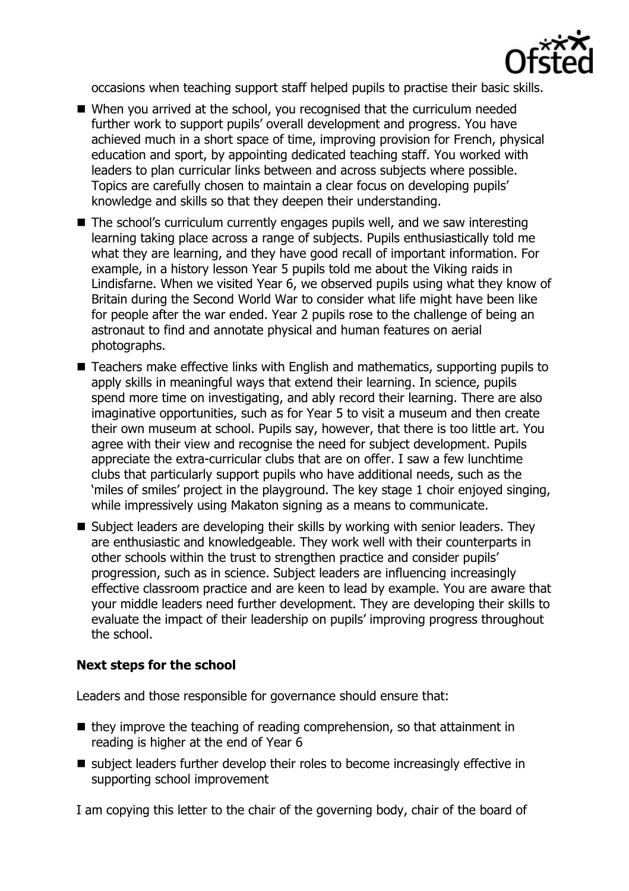occasions when teaching support staff helped pupils to practise their basic skills.

- When you arrived at the school, you recognised that the curriculum needed further work to support pupils' overall development and progress. You have achieved much in a short space of time, improving provision for French, physical education and sport, by appointing dedicated teaching staff. You worked with leaders to plan curricular links between and across subjects where possible. Topics are carefully chosen to maintain a clear focus on developing pupils' knowledge and skills so that they deepen their understanding.
- The school's curriculum currently engages pupils well, and we saw interesting learning taking place across a range of subjects. Pupils enthusiastically told me what they are learning, and they have good recall of important information. For example, in a history lesson Year 5 pupils told me about the Viking raids in Lindisfarne. When we visited Year 6, we observed pupils using what they know of Britain during the Second World War to consider what life might have been like for people after the war ended. Year 2 pupils rose to the challenge of being an astronaut to find and annotate physical and human features on aerial photographs.
- Teachers make effective links with English and mathematics, supporting pupils to apply skills in meaningful ways that extend their learning. In science, pupils spend more time on investigating, and ably record their learning. There are also imaginative opportunities, such as for Year 5 to visit a museum and then create their own museum at school. Pupils say, however, that there is too little art. You agree with their view and recognise the need for subject development. Pupils appreciate the extra-curricular clubs that are on offer. I saw a few lunchtime clubs that particularly support pupils who have additional needs, such as the 'miles of smiles' project in the playground. The key stage 1 choir enjoyed singing, while impressively using Makaton signing as a means to communicate.
- Subject leaders are developing their skills by working with senior leaders. They are enthusiastic and knowledgeable. They work well with their counterparts in other schools within the trust to strengthen practice and consider pupils' progression, such as in science. Subject leaders are influencing increasingly effective classroom practice and are keen to lead by example. You are aware that your middle leaders need further development. They are developing their skills to evaluate the impact of their leadership on pupils' improving progress throughout the school.

**Next steps for the school**

Leaders and those responsible for governance should ensure that:

- they improve the teaching of reading comprehension, so that attainment in reading is higher at the end of Year 6
- subject leaders further develop their roles to become increasingly effective in supporting school improvement

I am copying this letter to the chair of the governing body, chair of the board of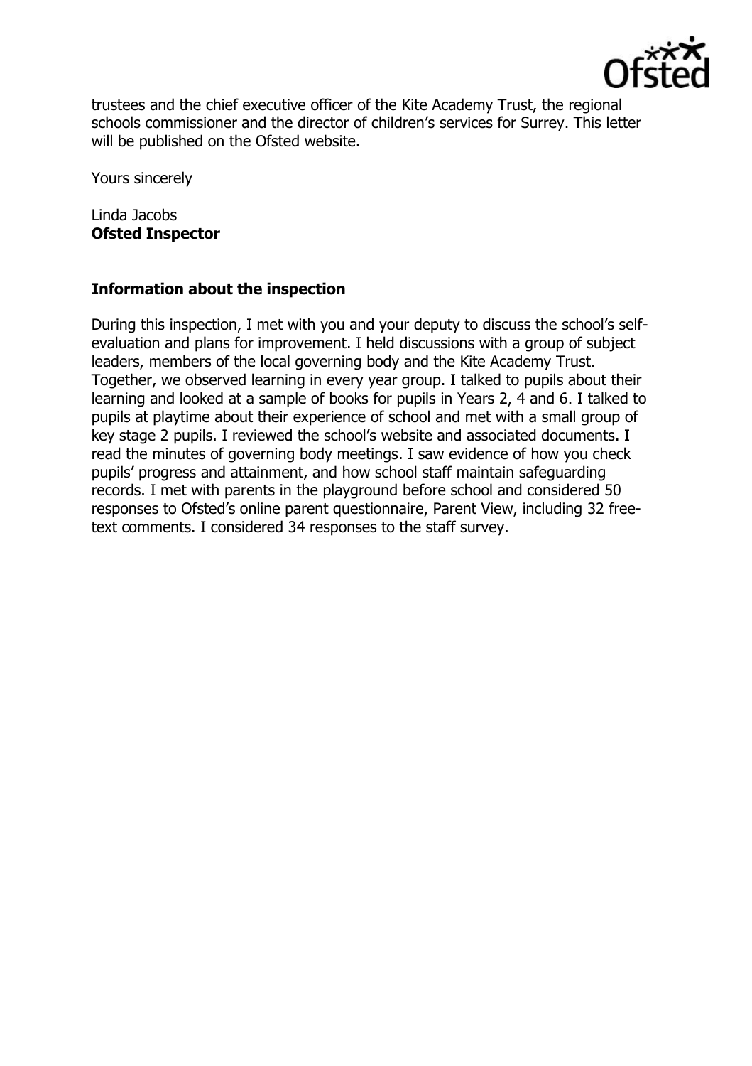trustees and the chief executive officer of the Kite Academy Trust, the regional schools commissioner and the director of children's services for Surrey. This letter will be published on the Ofsted website.

Yours sincerely

Linda Jacobs
**Ofsted Inspector**

## Information about the inspection

During this inspection, I met with you and your deputy to discuss the school's self-evaluation and plans for improvement. I held discussions with a group of subject leaders, members of the local governing body and the Kite Academy Trust. Together, we observed learning in every year group. I talked to pupils about their learning and looked at a sample of books for pupils in Years 2, 4 and 6. I talked to pupils at playtime about their experience of school and met with a small group of key stage 2 pupils. I reviewed the school's website and associated documents. I read the minutes of governing body meetings. I saw evidence of how you check pupils' progress and attainment, and how school staff maintain safeguarding records. I met with parents in the playground before school and considered 50 responses to Ofsted's online parent questionnaire, Parent View, including 32 free-text comments. I considered 34 responses to the staff survey.